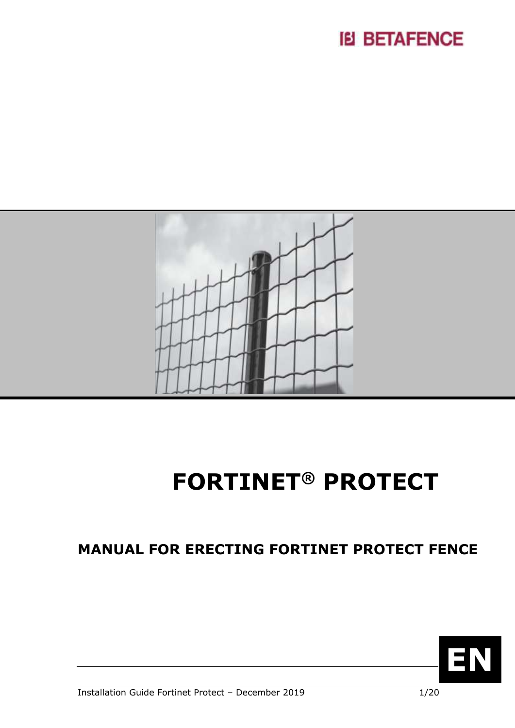BETAFENCE

# FORTINET® PROTECT

## MANUAL FOR ERECTING FORTINET PROTECT FENCE

EN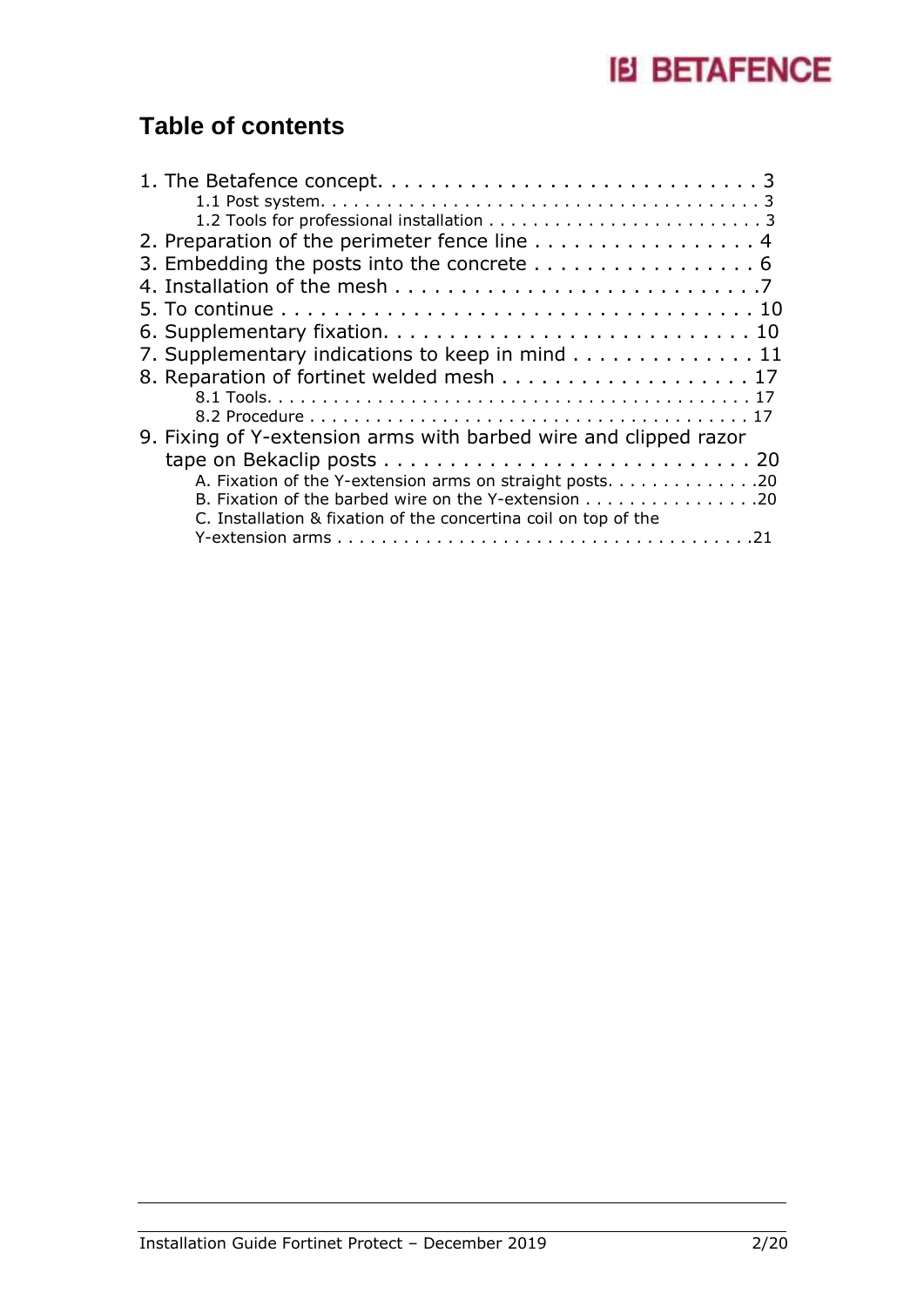## Table of contents

1. The Betafence concept. . . . . . . . . . . . . . . . . . . . . . . . . . . . 3
    - 1.1 Post system. . . . . . . . . . . . . . . . . . . . . . . . . . . . . . . . . . . . . . . . 3
    - 1.2 Tools for professional installation . . . . . . . . . . . . . . . . . . . . . . . . . 3
2. Preparation of the perimeter fence line . . . . . . . . . . . . . . . . . 4
3. Embedding the posts into the concrete . . . . . . . . . . . . . . . . . 6
4. Installation of the mesh . . . . . . . . . . . . . . . . . . . . . . . . . . .7
5. To continue . . . . . . . . . . . . . . . . . . . . . . . . . . . . . . . . . . . . 10
6. Supplementary fixation. . . . . . . . . . . . . . . . . . . . . . . . . . . 10
7. Supplementary indications to keep in mind . . . . . . . . . . . . . . 11
8. Reparation of fortinet welded mesh . . . . . . . . . . . . . . . . . . . 17
    - 8.1 Tools. . . . . . . . . . . . . . . . . . . . . . . . . . . . . . . . . . . . . . . . . . . . 17
    - 8.2 Procedure . . . . . . . . . . . . . . . . . . . . . . . . . . . . . . . . . . . . . . . . 17
9. Fixing of Y-extension arms with barbed wire and clipped razor tape on Bekaclip posts . . . . . . . . . . . . . . . . . . . . . . . . . . . 20
    - A. Fixation of the Y-extension arms on straight posts. . . . . . . . . . . . . .20
    - B. Fixation of the barbed wire on the Y-extension . . . . . . . . . . . . . . . .20
    - C. Installation & fixation of the concertina coil on top of the Y-extension arms . . . . . . . . . . . . . . . . . . . . . . . . . . . . . . . . . . .21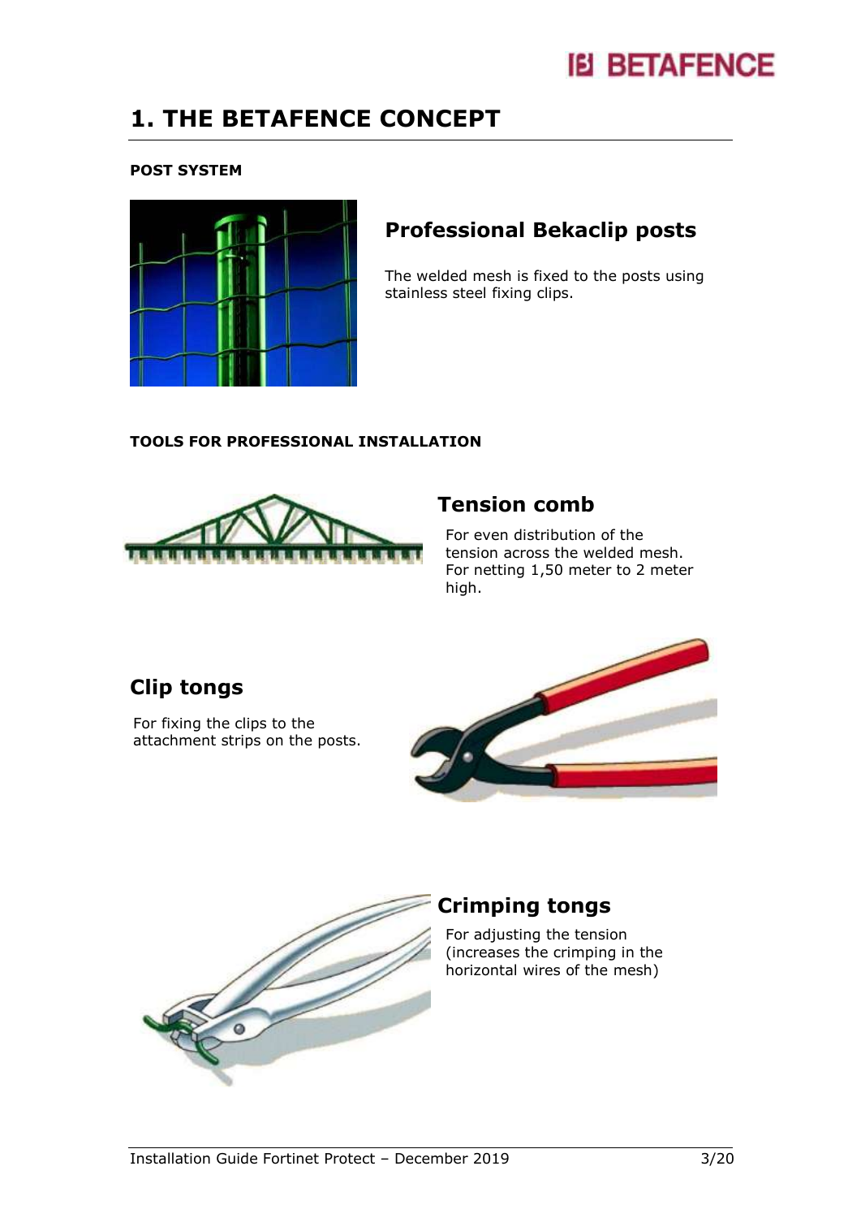# 1. THE BETAFENCE CONCEPT

**POST SYSTEM**

## Professional Bekaclip posts

The welded mesh is fixed to the posts using stainless steel fixing clips.

**TOOLS FOR PROFESSIONAL INSTALLATION**

## Tension comb

For even distribution of the tension across the welded mesh. For netting 1,50 meter to 2 meter high.

## Clip tongs

For fixing the clips to the attachment strips on the posts.

## Crimping tongs

For adjusting the tension (increases the crimping in the horizontal wires of the mesh)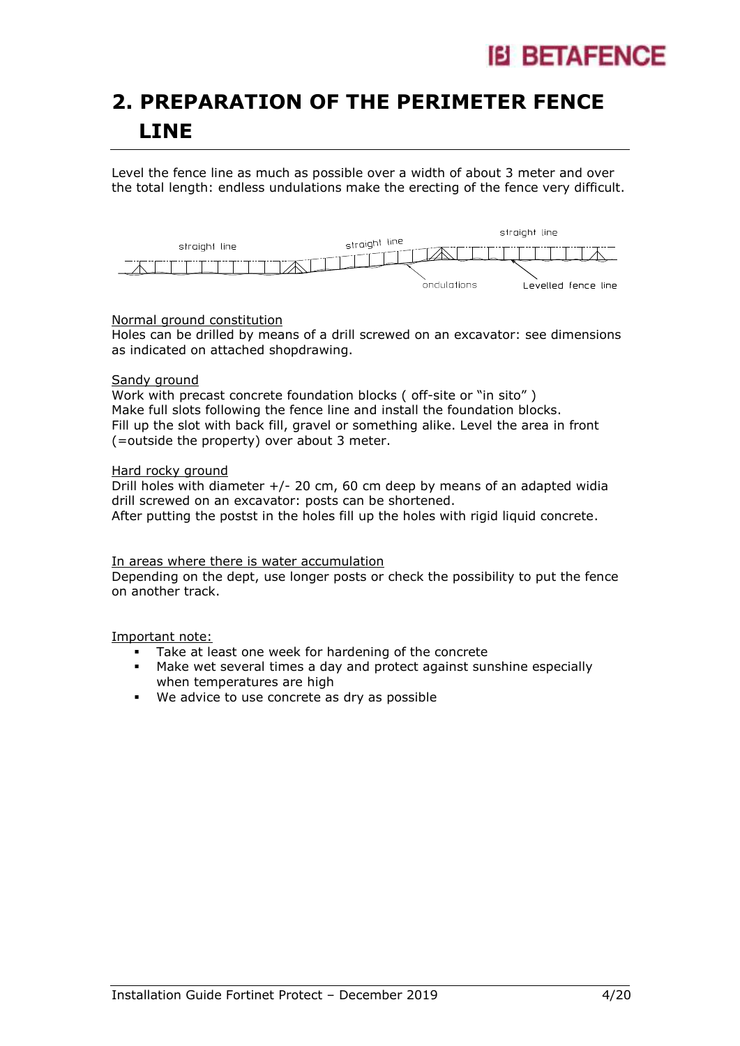# 2. PREPARATION OF THE PERIMETER FENCE LINE

Level the fence line as much as possible over a width of about 3 meter and over the total length: endless undulations make the erecting of the fence very difficult.

straight line

straight line

straight line

ondulations

Levelled fence line

Normal ground constitution
Holes can be drilled by means of a drill screwed on an excavator: see dimensions as indicated on attached shopdrawing.

Sandy ground
Work with precast concrete foundation blocks ( off-site or "in sito" )
Make full slots following the fence line and install the foundation blocks.
Fill up the slot with back fill, gravel or something alike. Level the area in front (=outside the property) over about 3 meter.

Hard rocky ground
Drill holes with diameter +/- 20 cm, 60 cm deep by means of an adapted widia drill screwed on an excavator: posts can be shortened.
After putting the postst in the holes fill up the holes with rigid liquid concrete.

In areas where there is water accumulation
Depending on the dept, use longer posts or check the possibility to put the fence on another track.

Important note:

- Take at least one week for hardening of the concrete
- Make wet several times a day and protect against sunshine especially when temperatures are high
- We advice to use concrete as dry as possible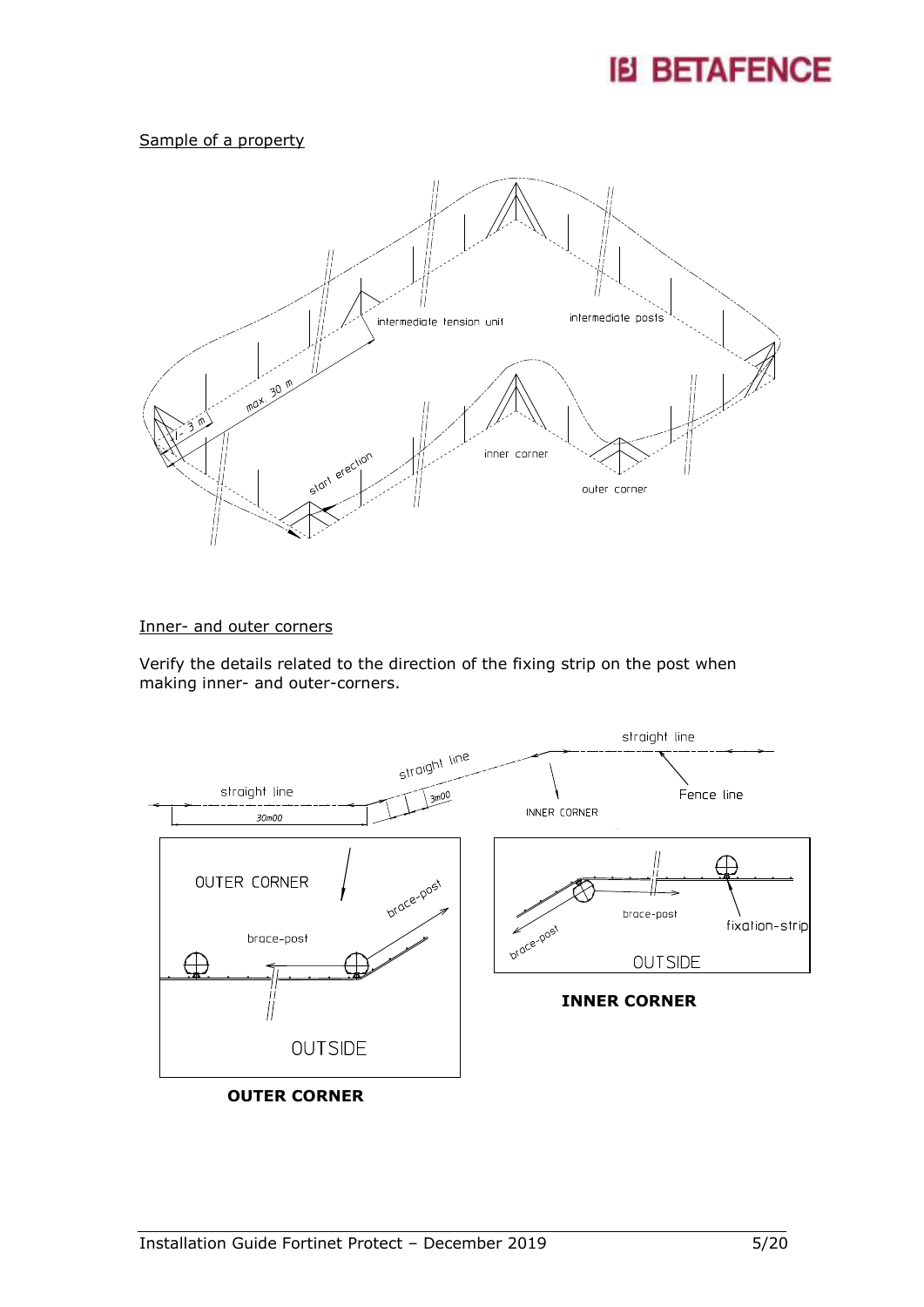Sample of a property

intermediate tension unit

intermediate posts

max. 30 m

+/- 3 m

start erection

inner corner

outer corner

Inner- and outer corners

Verify the details related to the direction of the fixing strip on the post when making inner- and outer-corners.

straight line

straight line

straight line

30m00

3m00

INNER CORNER

Fence line

OUTER CORNER

brace-post

brace-post

OUTSIDE

brace-post

brace-post

fixation-strip

OUTSIDE

**INNER CORNER**

**OUTER CORNER**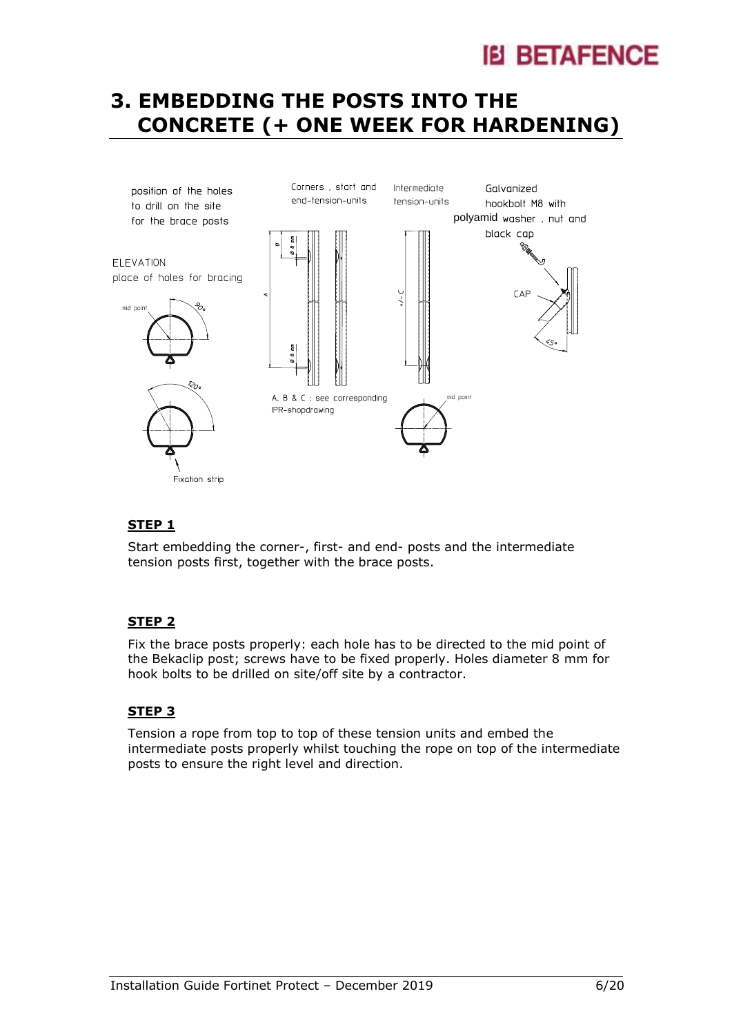# 3. EMBEDDING THE POSTS INTO THE CONCRETE (+ ONE WEEK FOR HARDENING)

position of the holes
to drill on the site
for the brace posts

ELEVATION
place of holes for bracing

mid point

90°

120°

Fixation strip

Corners , start and
end-tension-units

B

ø 8 mm

A

ø 8 mm

Intermediate
tension-units

+/- C

A, B & C : see corresponding
IPR-shopdrawing

mid point

Galvanized
hookbolt M8 with
polyamid washer , nut and
black cap

CAP

45°

**STEP 1**

Start embedding the corner-, first- and end- posts and the intermediate tension posts first, together with the brace posts.

**STEP 2**

Fix the brace posts properly: each hole has to be directed to the mid point of the Bekaclip post; screws have to be fixed properly. Holes diameter 8 mm for hook bolts to be drilled on site/off site by a contractor.

**STEP 3**

Tension a rope from top to top of these tension units and embed the intermediate posts properly whilst touching the rope on top of the intermediate posts to ensure the right level and direction.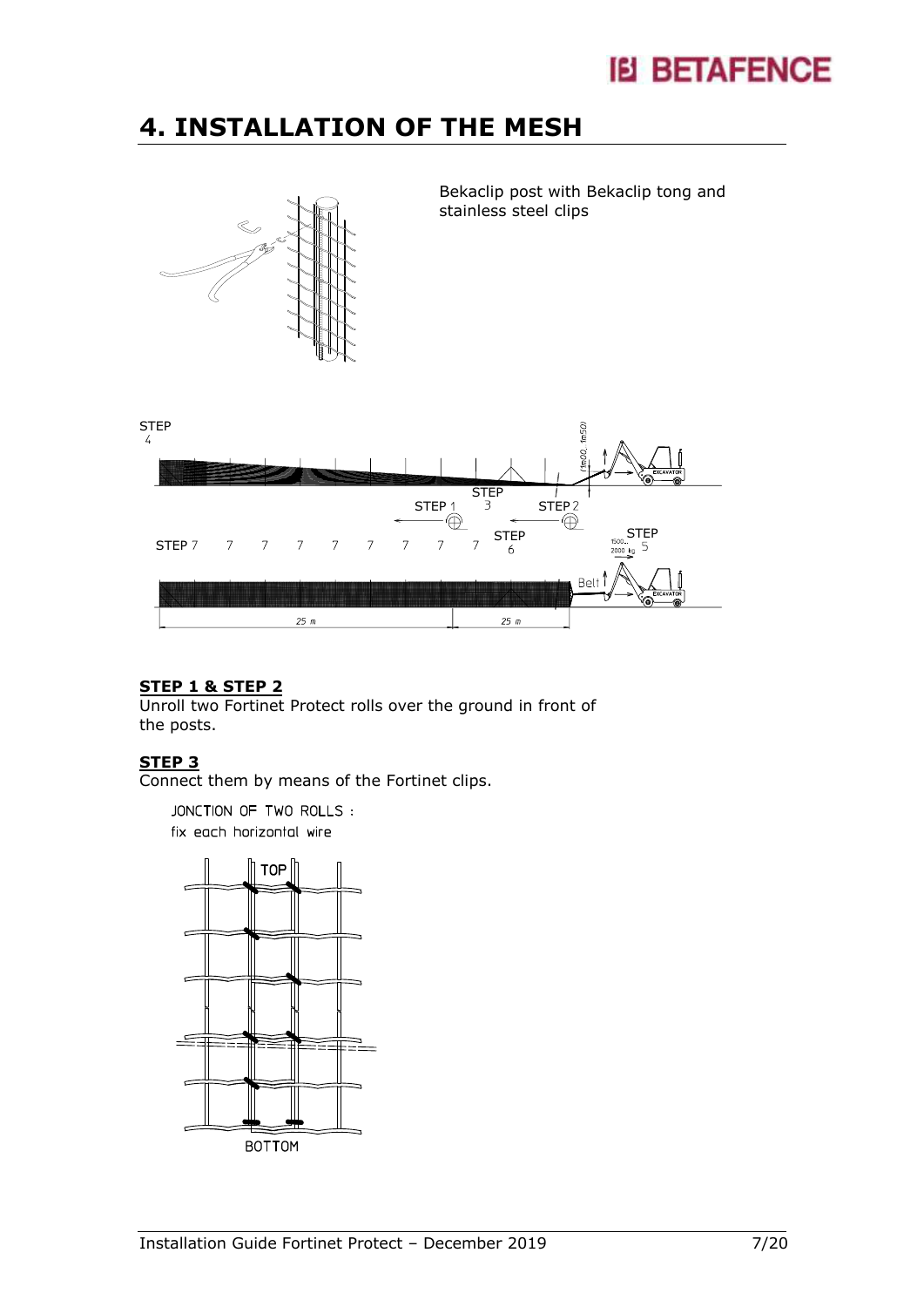# 4. INSTALLATION OF THE MESH

Bekaclip post with Bekaclip tong and stainless steel clips

STEP 4

STEP 3

STEP 1

STEP 2

(1m00...1m50)

EXCAVATOR

STEP 7 7 7 7 7 7 7 7 7

STEP 6

STEP 5

1500... 2000 kg

Belt

EXCAVATOR

25 m

25 m

**STEP 1 & STEP 2**

Unroll two Fortinet Protect rolls over the ground in front of the posts.

**STEP 3**

Connect them by means of the Fortinet clips.

JONCTION OF TWO ROLLS : fix each horizontal wire

TOP

BOTTOM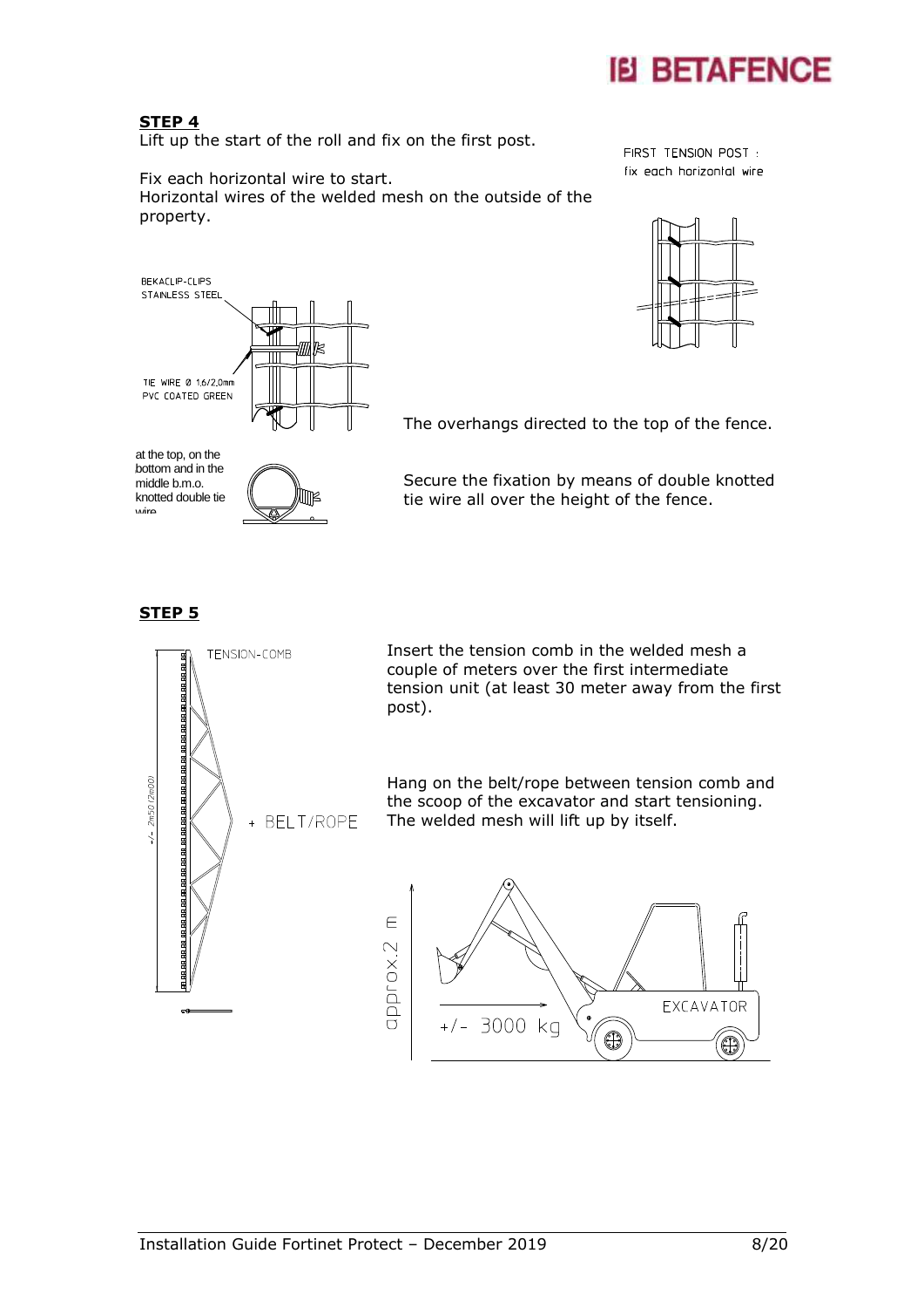**STEP 4**

Lift up the start of the roll and fix on the first post.

Fix each horizontal wire to start.
Horizontal wires of the welded mesh on the outside of the property.

FIRST TENSION POST :
fix each horizontal wire

BEKACLIP-CLIPS
STAINLESS STEEL

TIE WIRE Ø 1,6/2,0mm
PVC COATED GREEN

The overhangs directed to the top of the fence.

at the top, on the bottom and in the middle b.m.o. knotted double tie wire

Secure the fixation by means of double knotted tie wire all over the height of the fence.

**STEP 5**

TENSION-COMB

+/- 2m50 (2m00)

+ BELT/ROPE

Insert the tension comb in the welded mesh a couple of meters over the first intermediate tension unit (at least 30 meter away from the first post).

Hang on the belt/rope between tension comb and the scoop of the excavator and start tensioning. The welded mesh will lift up by itself.

approx.2 m

+/- 3000 kg

EXCAVATOR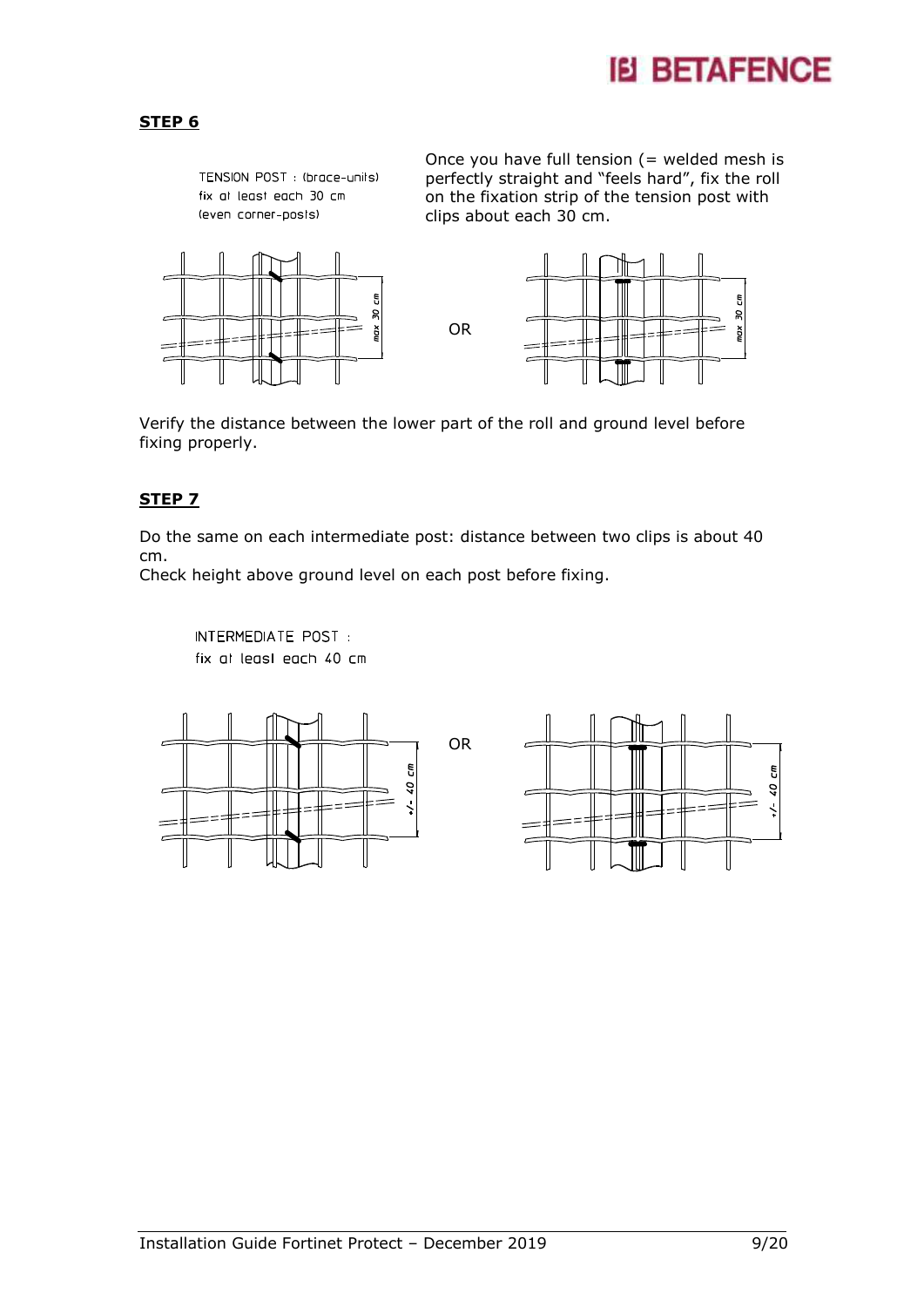## STEP 6

TENSION POST : (brace-units) fix at least each 30 cm (even corner-posts)

Once you have full tension (= welded mesh is perfectly straight and "feels hard", fix the roll on the fixation strip of the tension post with clips about each 30 cm.

max 30 cm

OR

max 30 cm

Verify the distance between the lower part of the roll and ground level before fixing properly.

## STEP 7

Do the same on each intermediate post: distance between two clips is about 40 cm.
Check height above ground level on each post before fixing.

INTERMEDIATE POST : fix at least each 40 cm

+/- 40 cm

OR

+/- 40 cm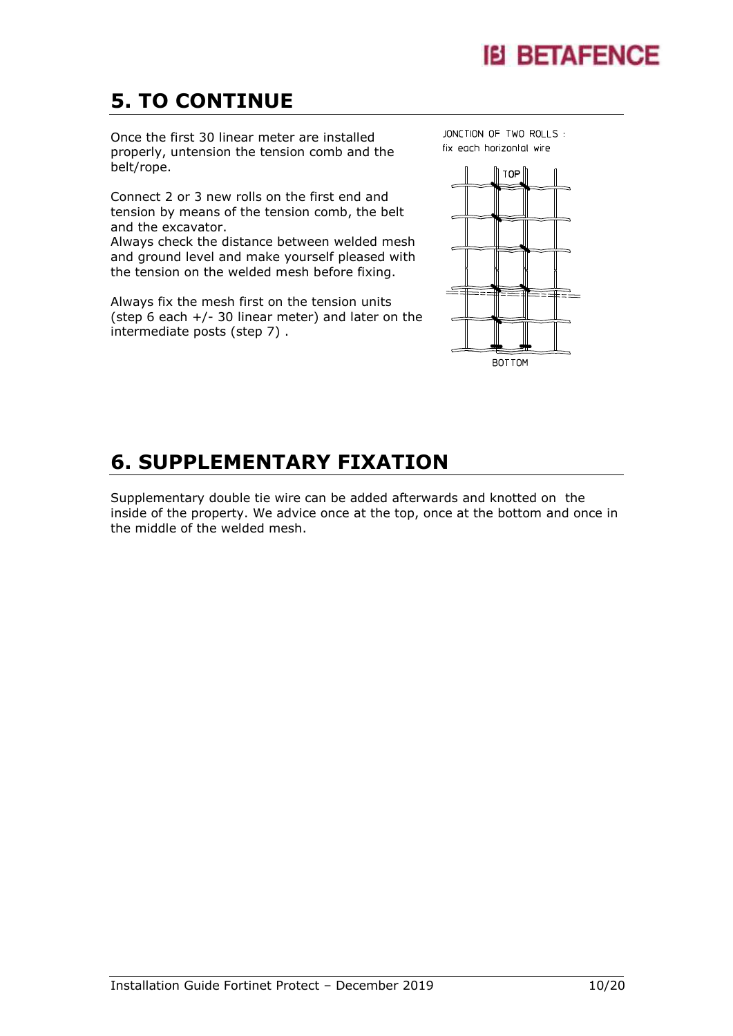## 5. TO CONTINUE

Once the first 30 linear meter are installed properly, untension the tension comb and the belt/rope.

Connect 2 or 3 new rolls on the first end and tension by means of the tension comb, the belt and the excavator.
Always check the distance between welded mesh and ground level and make yourself pleased with the tension on the welded mesh before fixing.

Always fix the mesh first on the tension units (step 6 each +/- 30 linear meter) and later on the intermediate posts (step 7) .

JONCTION OF TWO ROLLS :
fix each horizontal wire

TOP

BOTTOM

## 6. SUPPLEMENTARY FIXATION

Supplementary double tie wire can be added afterwards and knotted on the inside of the property. We advice once at the top, once at the bottom and once in the middle of the welded mesh.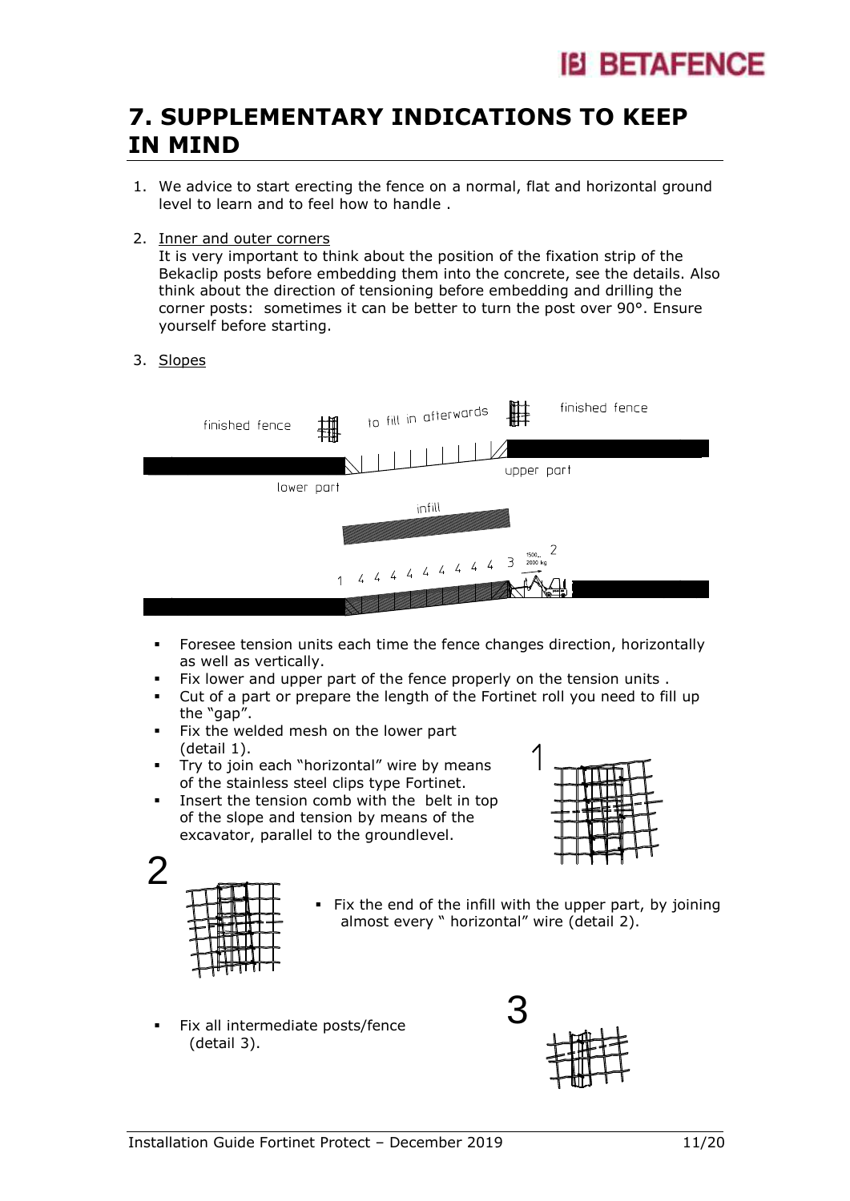# 7. SUPPLEMENTARY INDICATIONS TO KEEP IN MIND

1. We advice to start erecting the fence on a normal, flat and horizontal ground level to learn and to feel how to handle .

2. Inner and outer corners
   It is very important to think about the position of the fixation strip of the Bekaclip posts before embedding them into the concrete, see the details. Also think about the direction of tensioning before embedding and drilling the corner posts: sometimes it can be better to turn the post over 90°. Ensure yourself before starting.

3. Slopes

finished fence

to fill in afterwards

finished fence

upper part

lower part

infill

1 4 4 4 4 4 4 4 4 4 3

2

1500... 2000 kg

- Foresee tension units each time the fence changes direction, horizontally as well as vertically.
- Fix lower and upper part of the fence properly on the tension units .
- Cut of a part or prepare the length of the Fortinet roll you need to fill up the "gap".
- Fix the welded mesh on the lower part (detail 1).
- Try to join each "horizontal" wire by means of the stainless steel clips type Fortinet.
- Insert the tension comb with the belt in top of the slope and tension by means of the excavator, parallel to the groundlevel.

1

2

- Fix the end of the infill with the upper part, by joining almost every " horizontal" wire (detail 2).

- Fix all intermediate posts/fence (detail 3).

3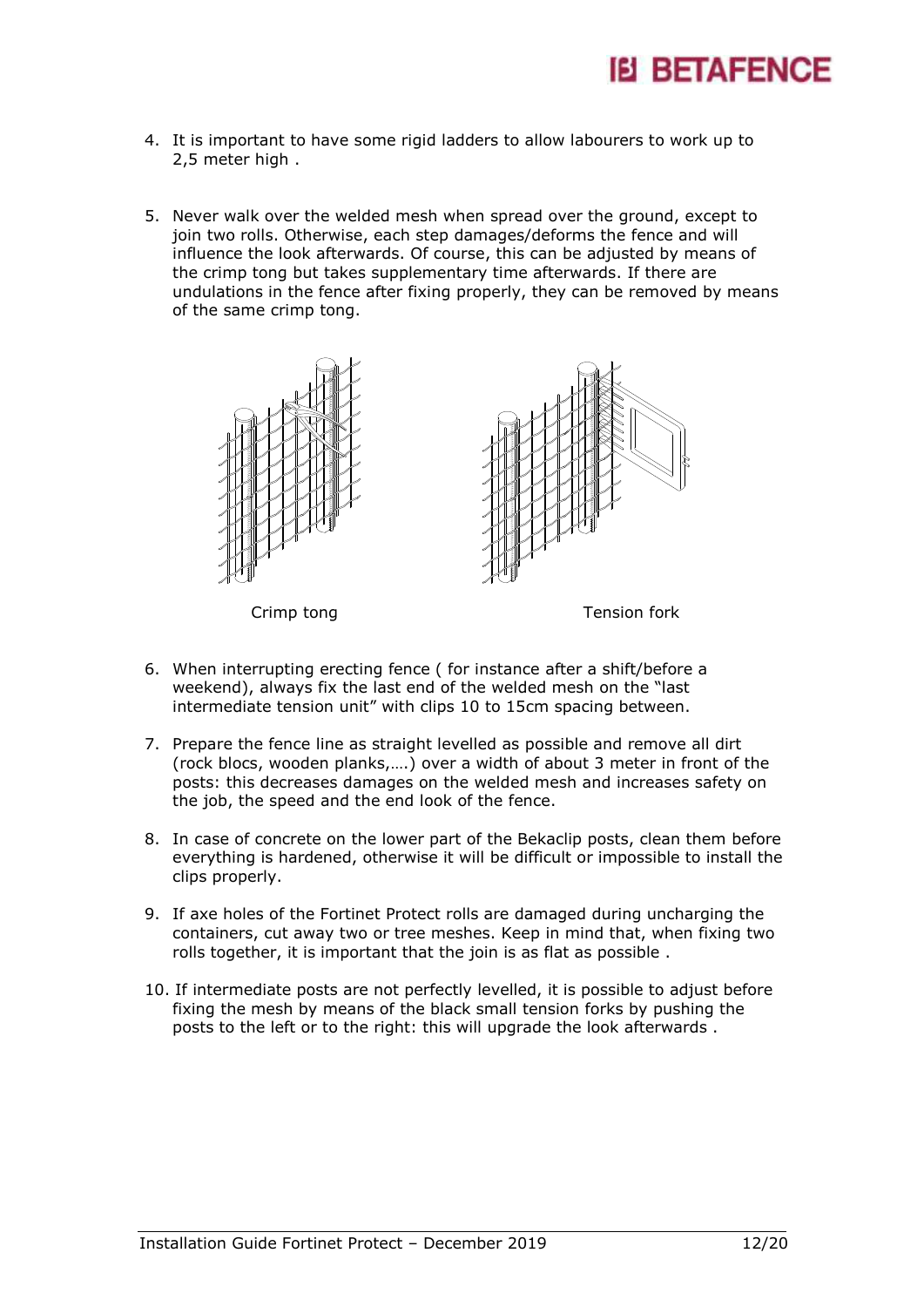4. It is important to have some rigid ladders to allow labourers to work up to 2,5 meter high .

5. Never walk over the welded mesh when spread over the ground, except to join two rolls. Otherwise, each step damages/deforms the fence and will influence the look afterwards. Of course, this can be adjusted by means of the crimp tong but takes supplementary time afterwards. If there are undulations in the fence after fixing properly, they can be removed by means of the same crimp tong.

Crimp tong

Tension fork

6. When interrupting erecting fence ( for instance after a shift/before a weekend), always fix the last end of the welded mesh on the "last intermediate tension unit" with clips 10 to 15cm spacing between.

7. Prepare the fence line as straight levelled as possible and remove all dirt (rock blocs, wooden planks,….) over a width of about 3 meter in front of the posts: this decreases damages on the welded mesh and increases safety on the job, the speed and the end look of the fence.

8. In case of concrete on the lower part of the Bekaclip posts, clean them before everything is hardened, otherwise it will be difficult or impossible to install the clips properly.

9. If axe holes of the Fortinet Protect rolls are damaged during uncharging the containers, cut away two or tree meshes. Keep in mind that, when fixing two rolls together, it is important that the join is as flat as possible .

10. If intermediate posts are not perfectly levelled, it is possible to adjust before fixing the mesh by means of the black small tension forks by pushing the posts to the left or to the right: this will upgrade the look afterwards .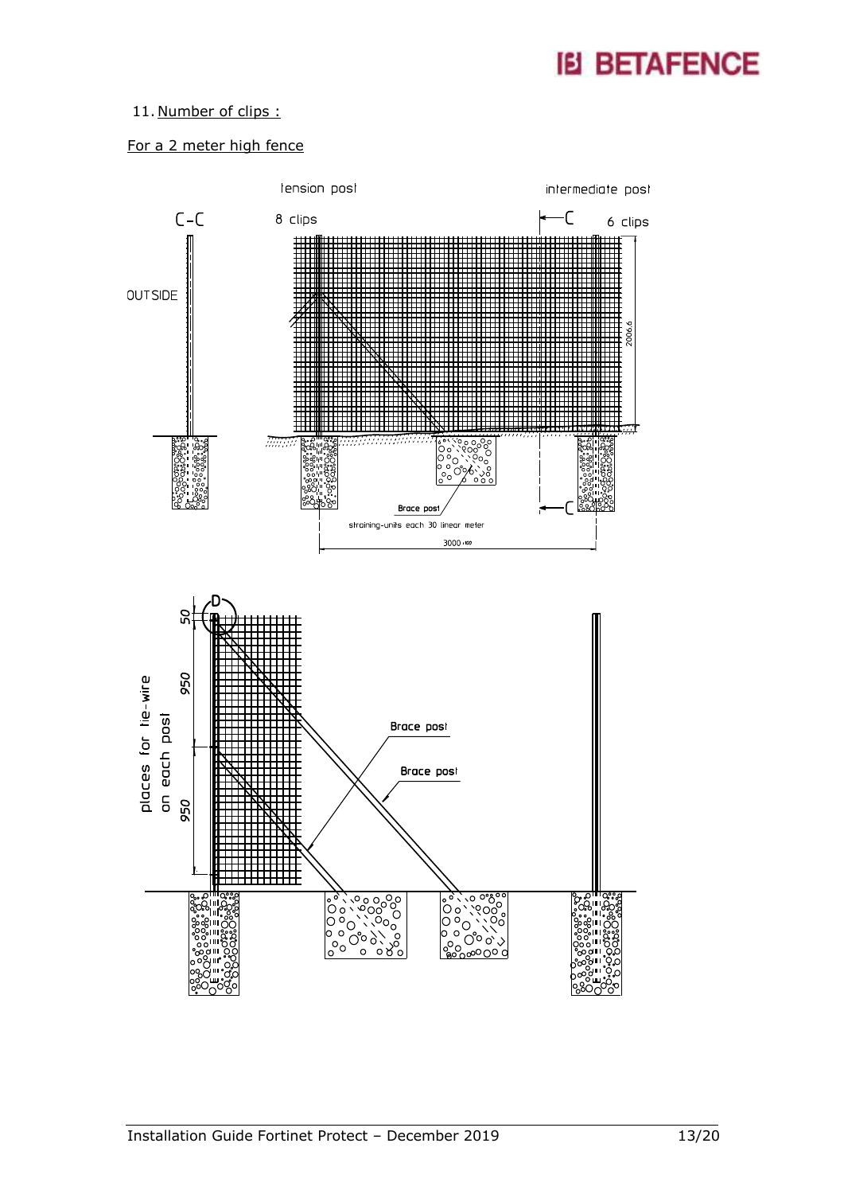11. Number of clips :

For a 2 meter high fence

tension post

intermediate post

C-C

8 clips

6 clips

OUTSIDE

2006.6

Brace post

straining-units each 30 linear meter

3000

D

50

950

950

places for tie-wire on each post

Brace post

Brace post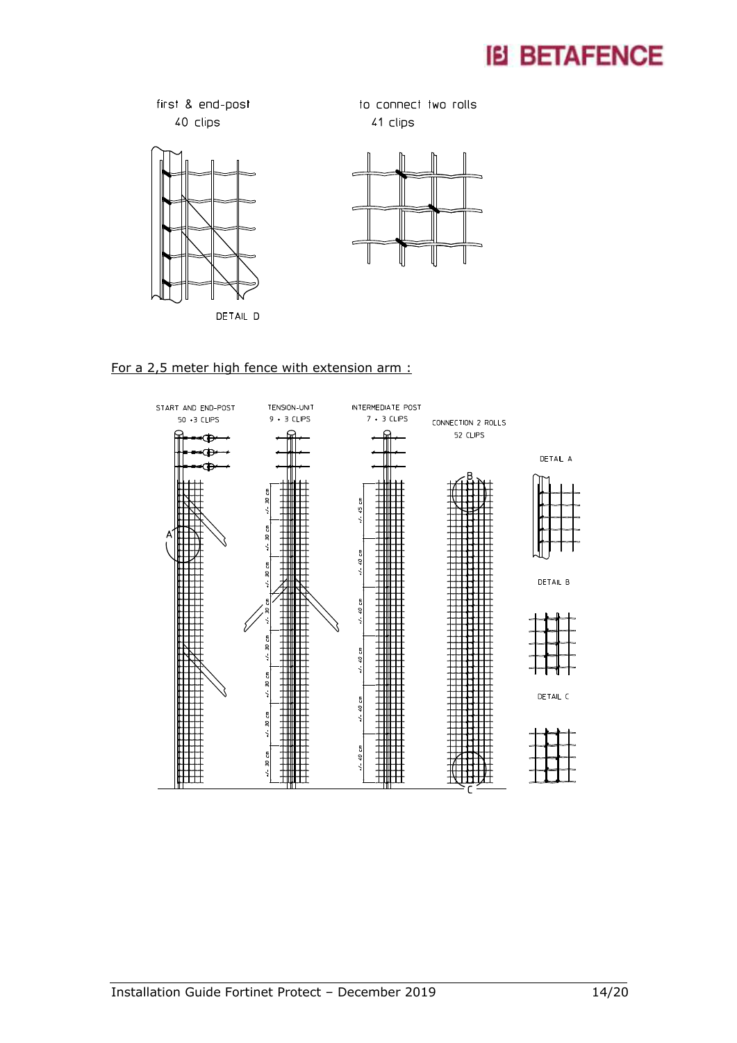first & end-post
40 clips

to connect two rolls
41 clips

DETAIL D

For a 2,5 meter high fence with extension arm :

START AND END-POST
50 +3 CLIPS

TENSION-UNIT
9 + 3 CLIPS

INTERMEDIATE POST
7 + 3 CLIPS

CONNECTION 2 ROLLS
52 CLIPS

DETAIL A

DETAIL B

DETAIL C

A

B

C

+/- 30 cm

+/- 45 cm

+/- 40 cm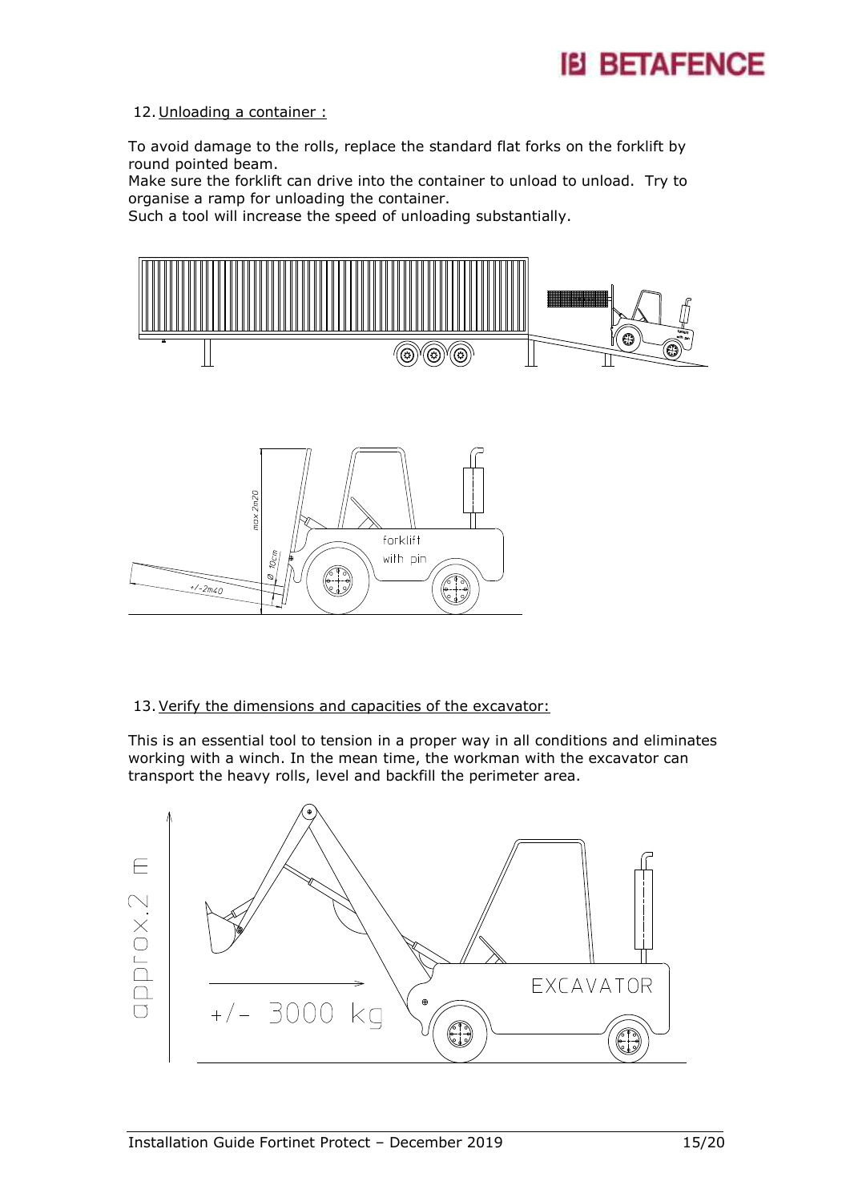## 12. Unloading a container :

To avoid damage to the rolls, replace the standard flat forks on the forklift by round pointed beam.
Make sure the forklift can drive into the container to unload to unload. Try to organise a ramp for unloading the container.
Such a tool will increase the speed of unloading substantially.

max 2m20

Ø 10cm

+/-2m40

forklift with pin

## 13. Verify the dimensions and capacities of the excavator:

This is an essential tool to tension in a proper way in all conditions and eliminates working with a winch. In the mean time, the workman with the excavator can transport the heavy rolls, level and backfill the perimeter area.

approx.2 m

+/- 3000 kg

EXCAVATOR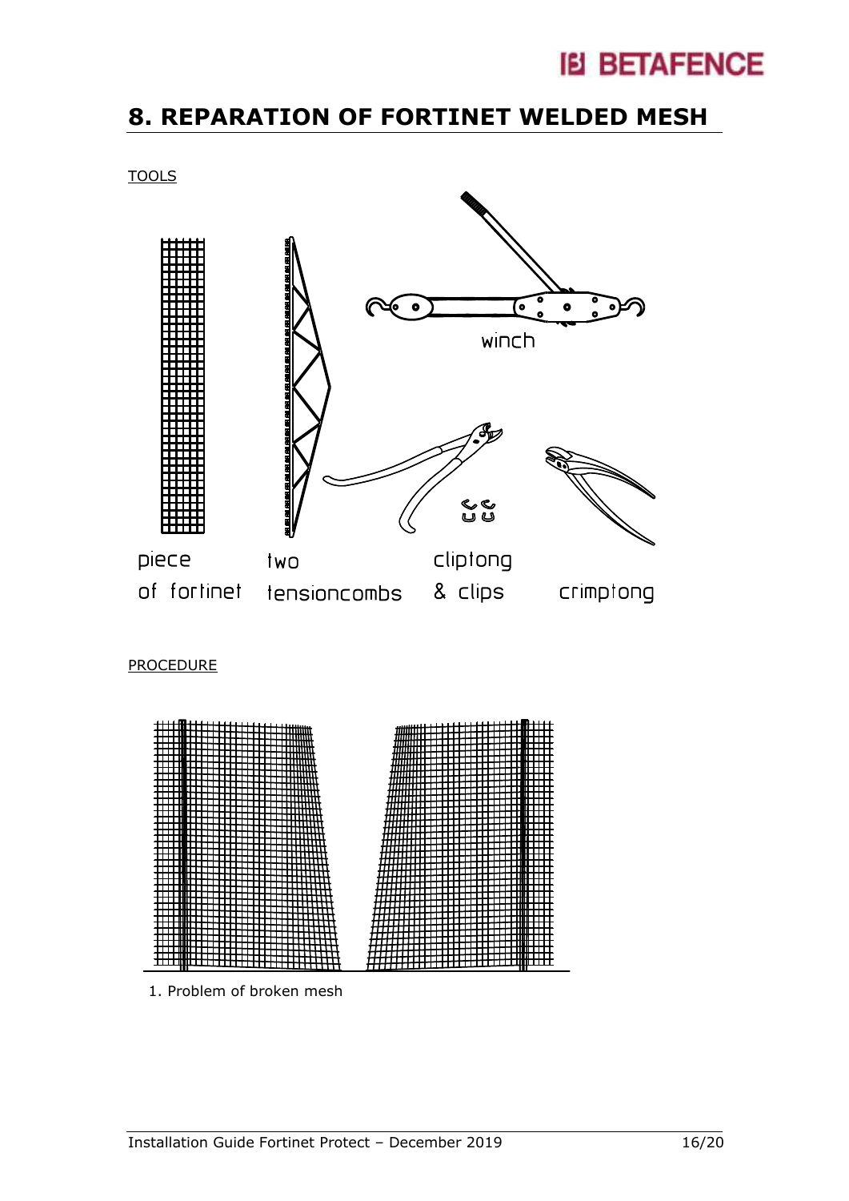# 8. REPARATION OF FORTINET WELDED MESH

TOOLS

winch

piece of fortinet

two tensioncombs

cliptong & clips

crimptong

PROCEDURE

1. Problem of broken mesh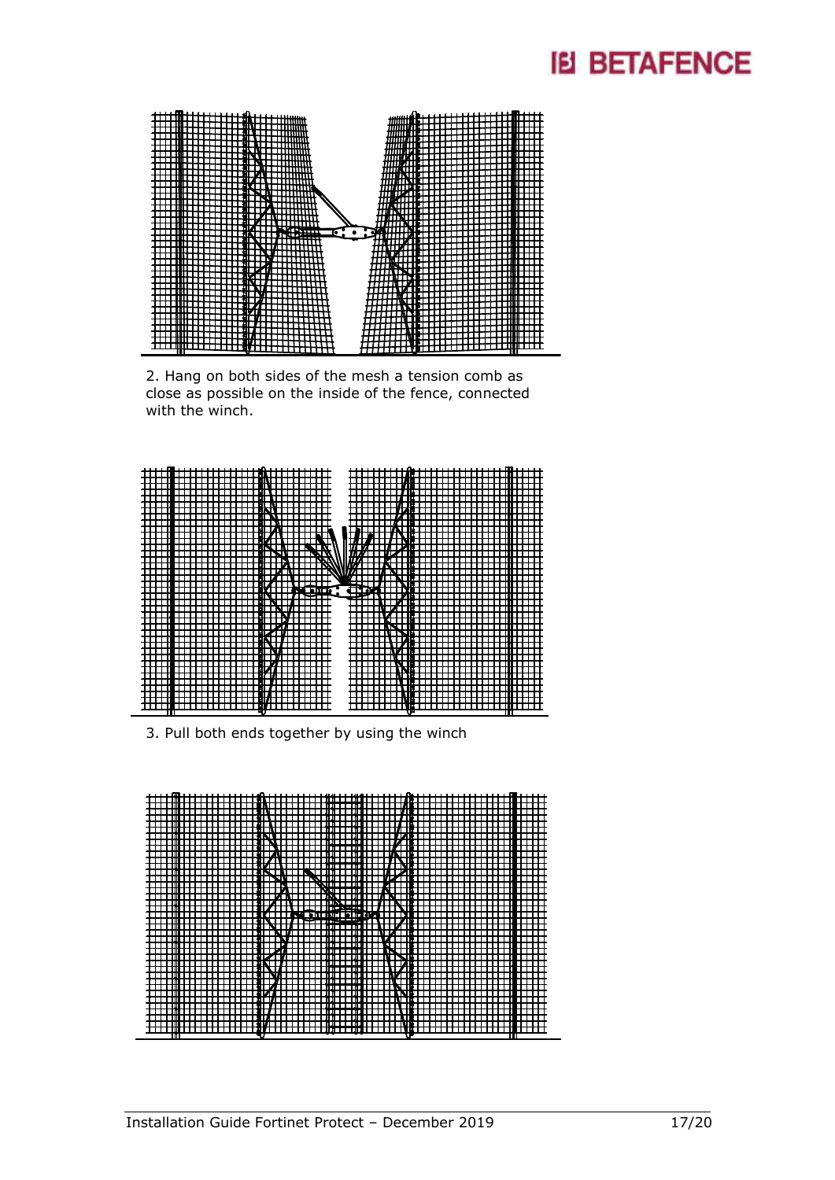2. Hang on both sides of the mesh a tension comb as close as possible on the inside of the fence, connected with the winch.

3. Pull both ends together by using the winch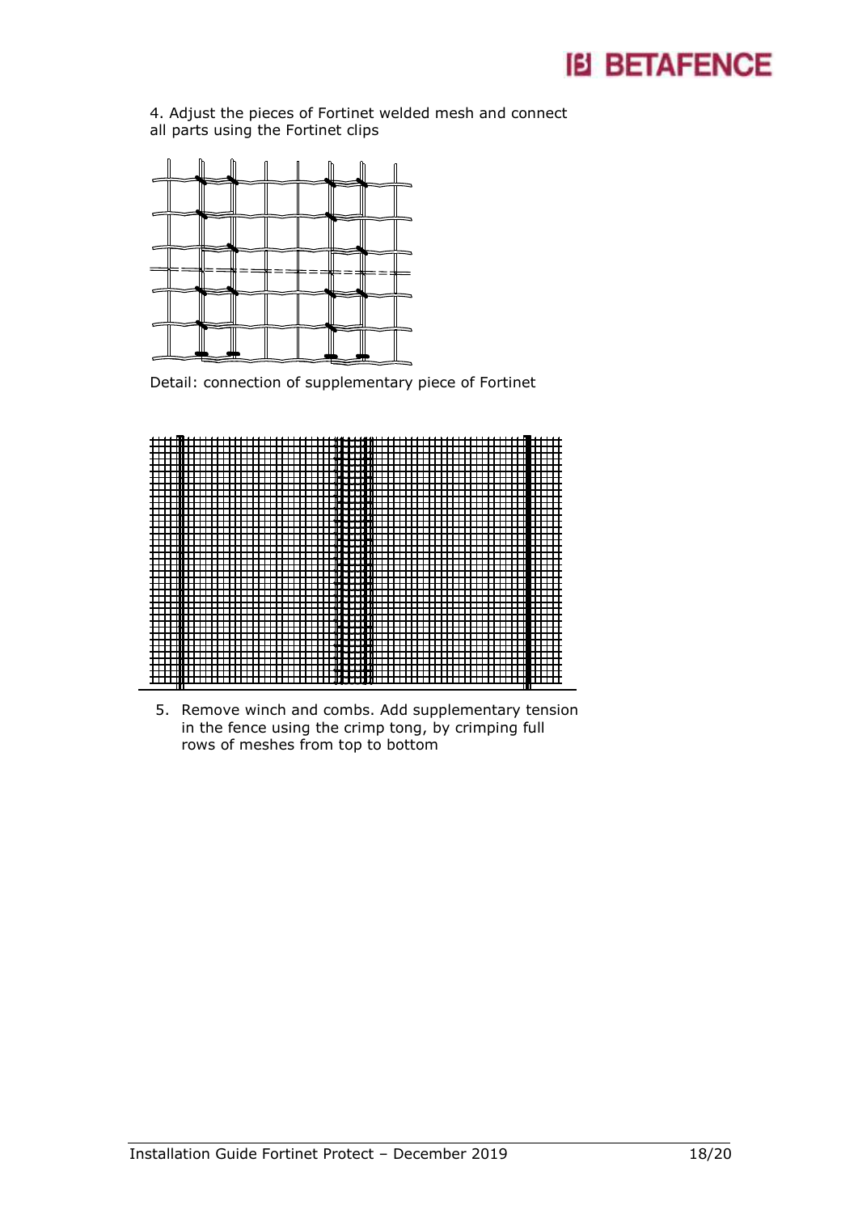4. Adjust the pieces of Fortinet welded mesh and connect all parts using the Fortinet clips

Detail: connection of supplementary piece of Fortinet

5. Remove winch and combs. Add supplementary tension in the fence using the crimp tong, by crimping full rows of meshes from top to bottom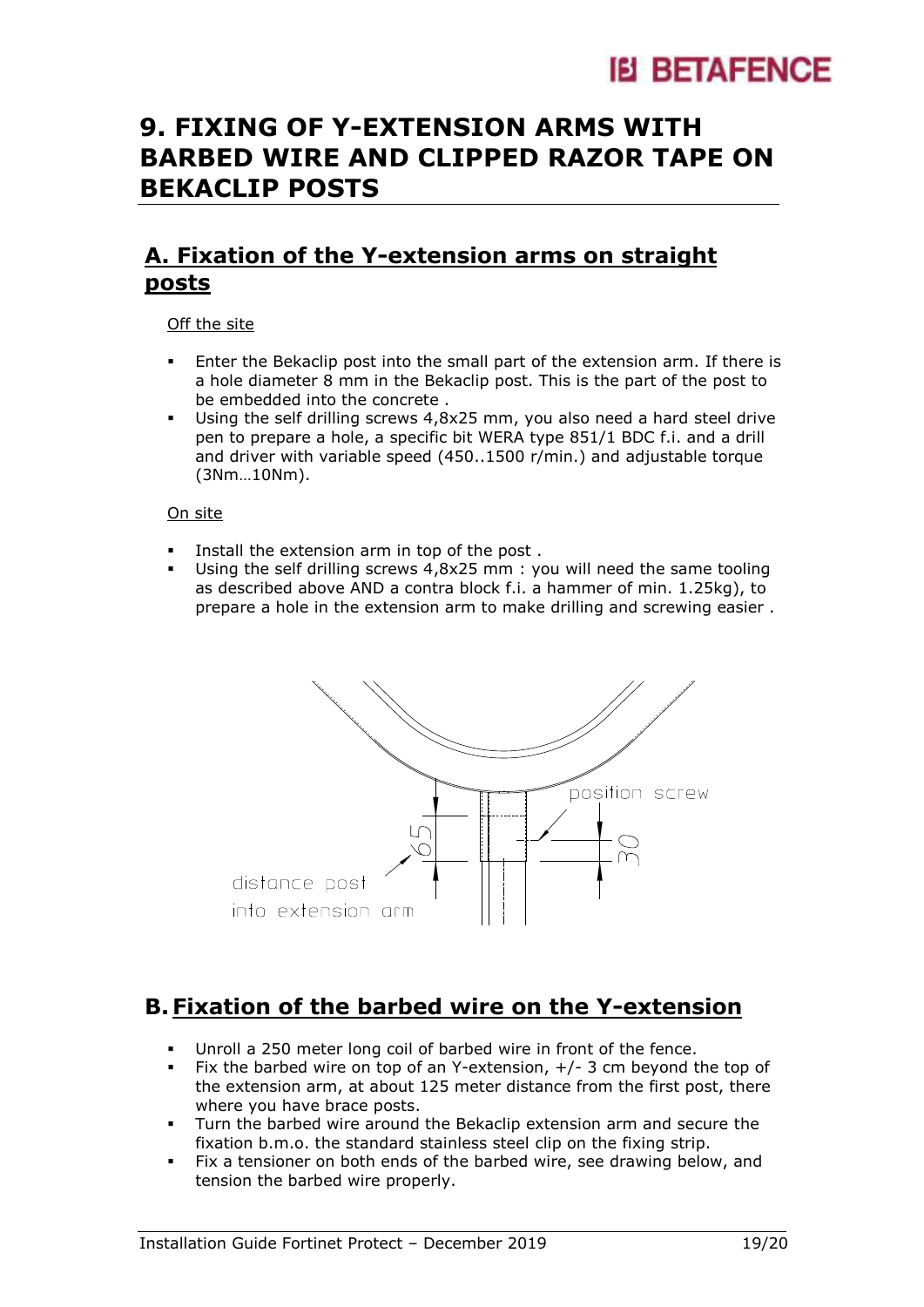# 9. FIXING OF Y-EXTENSION ARMS WITH BARBED WIRE AND CLIPPED RAZOR TAPE ON BEKACLIP POSTS

## A. Fixation of the Y-extension arms on straight posts

Off the site

- Enter the Bekaclip post into the small part of the extension arm. If there is a hole diameter 8 mm in the Bekaclip post. This is the part of the post to be embedded into the concrete .
- Using the self drilling screws 4,8x25 mm, you also need a hard steel drive pen to prepare a hole, a specific bit WERA type 851/1 BDC f.i. and a drill and driver with variable speed (450..1500 r/min.) and adjustable torque (3Nm…10Nm).

On site

- Install the extension arm in top of the post .
- Using the self drilling screws 4,8x25 mm : you will need the same tooling as described above AND a contra block f.i. a hammer of min. 1.25kg), to prepare a hole in the extension arm to make drilling and screwing easier .

position screw

65

30

distance post
into extension arm

## B. Fixation of the barbed wire on the Y-extension

- Unroll a 250 meter long coil of barbed wire in front of the fence.
- Fix the barbed wire on top of an Y-extension, +/- 3 cm beyond the top of the extension arm, at about 125 meter distance from the first post, there where you have brace posts.
- Turn the barbed wire around the Bekaclip extension arm and secure the fixation b.m.o. the standard stainless steel clip on the fixing strip.
- Fix a tensioner on both ends of the barbed wire, see drawing below, and tension the barbed wire properly.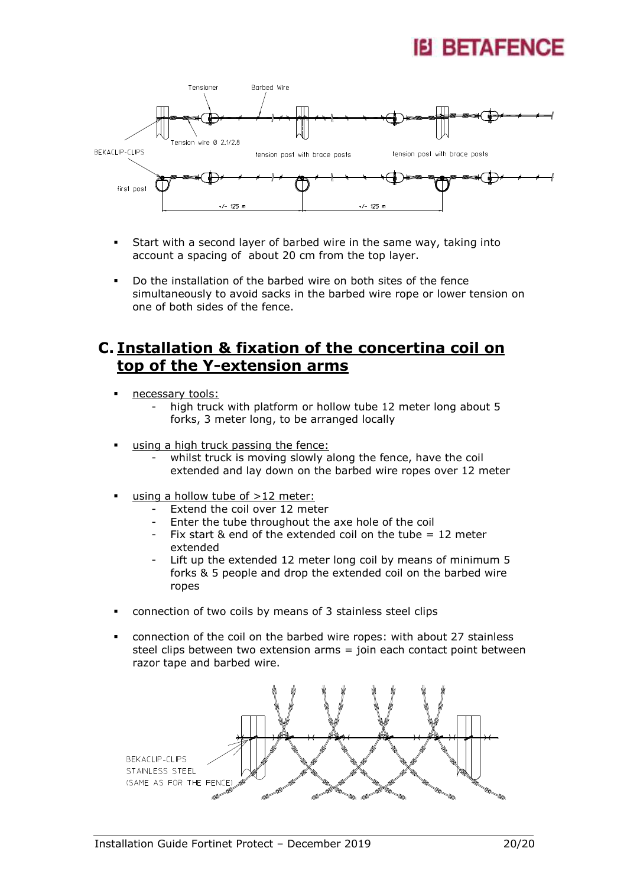Tensioner

Barbed Wire

Tension wire Ø 2.1/2.8

BEKACLIP-CLIPS

tension post with brace posts

tension post with brace posts

first post

+/- 125 m

+/- 125 m

- Start with a second layer of barbed wire in the same way, taking into account a spacing of about 20 cm from the top layer.
- Do the installation of the barbed wire on both sites of the fence simultaneously to avoid sacks in the barbed wire rope or lower tension on one of both sides of the fence.

## C. Installation & fixation of the concertina coil on top of the Y-extension arms

- necessary tools:
  - high truck with platform or hollow tube 12 meter long about 5 forks, 3 meter long, to be arranged locally
- using a high truck passing the fence:
  - whilst truck is moving slowly along the fence, have the coil extended and lay down on the barbed wire ropes over 12 meter
- using a hollow tube of >12 meter:
  - Extend the coil over 12 meter
  - Enter the tube throughout the axe hole of the coil
  - Fix start & end of the extended coil on the tube = 12 meter extended
  - Lift up the extended 12 meter long coil by means of minimum 5 forks & 5 people and drop the extended coil on the barbed wire ropes
- connection of two coils by means of 3 stainless steel clips
- connection of the coil on the barbed wire ropes: with about 27 stainless steel clips between two extension arms = join each contact point between razor tape and barbed wire.

BEKACLIP-CLIPS
STAINLESS STEEL
(SAME AS FOR THE FENCE)